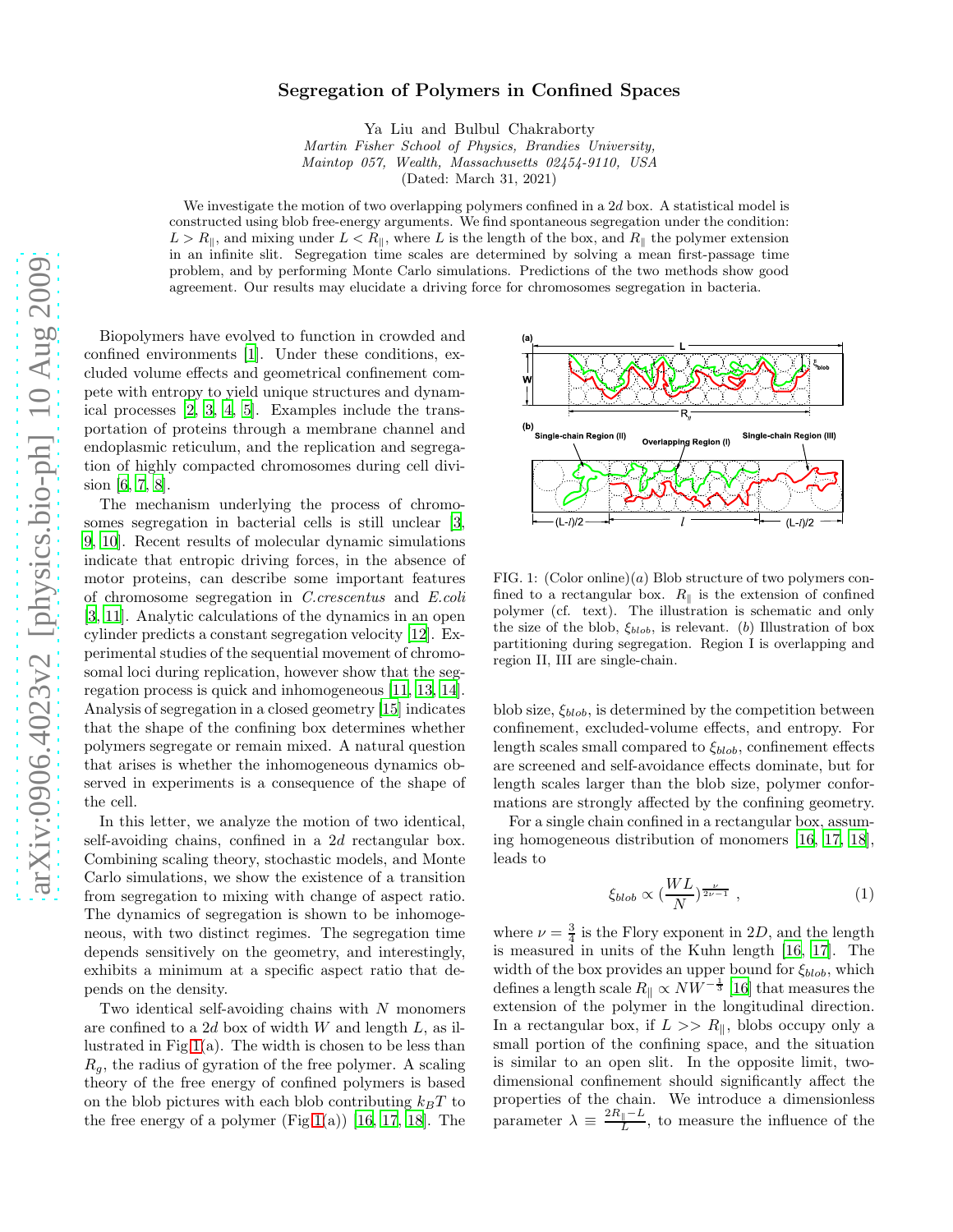# Segregation of Polymers in Confined Spaces

Ya Liu and Bulbul Chakraborty

*Martin Fisher School of Physics, Brandies University,*
*Maintop 057, Wealth, Massachusetts 02454-9110, USA*

(Dated: March 31, 2021)

We investigate the motion of two overlapping polymers confined in a $2d$ box. A statistical model is constructed using blob free-energy arguments. We find spontaneous segregation under the condition: $L > R_{\parallel}$, and mixing under $L < R_{\parallel}$, where $L$ is the length of the box, and $R_{\parallel}$ the polymer extension in an infinite slit. Segregation time scales are determined by solving a mean first-passage time problem, and by performing Monte Carlo simulations. Predictions of the two methods show good agreement. Our results may elucidate a driving force for chromosomes segregation in bacteria.

Biopolymers have evolved to function in crowded and confined environments [1]. Under these conditions, excluded volume effects and geometrical confinement compete with entropy to yield unique structures and dynamical processes [2, 3, 4, 5]. Examples include the transportation of proteins through a membrane channel and endoplasmic reticulum, and the replication and segregation of highly compacted chromosomes during cell division [6, 7, 8].

The mechanism underlying the process of chromosomes segregation in bacterial cells is still unclear [3, 9, 10]. Recent results of molecular dynamic simulations indicate that entropic driving forces, in the absence of motor proteins, can describe some important features of chromosome segregation in *C.crescentus* and *E.coli* [3, 11]. Analytic calculations of the dynamics in an open cylinder predicts a constant segregation velocity [12]. Experimental studies of the sequential movement of chromosomal loci during replication, however show that the segregation process is quick and inhomogeneous [11, 13, 14]. Analysis of segregation in a closed geometry [15] indicates that the shape of the confining box determines whether polymers segregate or remain mixed. A natural question that arises is whether the inhomogeneous dynamics observed in experiments is a consequence of the shape of the cell.

In this letter, we analyze the motion of two identical, self-avoiding chains, confined in a $2d$ rectangular box. Combining scaling theory, stochastic models, and Monte Carlo simulations, we show the existence of a transition from segregation to mixing with change of aspect ratio. The dynamics of segregation is shown to be inhomogeneous, with two distinct regimes. The segregation time depends sensitively on the geometry, and interestingly, exhibits a minimum at a specific aspect ratio that depends on the density.

Two identical self-avoiding chains with $N$ monomers are confined to a $2d$ box of width $W$ and length $L$, as illustrated in Fig 1(a). The width is chosen to be less than $R_g$, the radius of gyration of the free polymer. A scaling theory of the free energy of confined polymers is based on the blob pictures with each blob contributing $k_BT$ to the free energy of a polymer (Fig 1(a)) [16, 17, 18]. The blob size, $\xi_{blob}$, is determined by the competition between confinement, excluded-volume effects, and entropy. For length scales small compared to $\xi_{blob}$, confinement effects are screened and self-avoidance effects dominate, but for length scales larger than the blob size, polymer conformations are strongly affected by the confining geometry.

FIG. 1: (Color online)(*a*) Blob structure of two polymers confined to a rectangular box. $R_{\parallel}$ is the extension of confined polymer (cf. text). The illustration is schematic and only the size of the blob, $\xi_{blob}$, is relevant. (*b*) Illustration of box partitioning during segregation. Region I is overlapping and region II, III are single-chain.

For a single chain confined in a rectangular box, assuming homogeneous distribution of monomers [16, 17, 18], leads to

$$\xi_{blob} \propto \left(\frac{WL}{N}\right)^{\frac{\nu}{2\nu-1}} \ , \tag{1}$$

where $\nu = \frac{3}{4}$ is the Flory exponent in $2D$, and the length is measured in units of the Kuhn length [16, 17]. The width of the box provides an upper bound for $\xi_{blob}$, which defines a length scale $R_{\parallel} \propto NW^{-\frac{1}{3}}$ [16] that measures the extension of the polymer in the longitudinal direction. In a rectangular box, if $L >> R_{\parallel}$, blobs occupy only a small portion of the confining space, and the situation is similar to an open slit. In the opposite limit, two-dimensional confinement should significantly affect the properties of the chain. We introduce a dimensionless parameter $\lambda \equiv \frac{2R_{\parallel}-L}{L}$, to measure the influence of the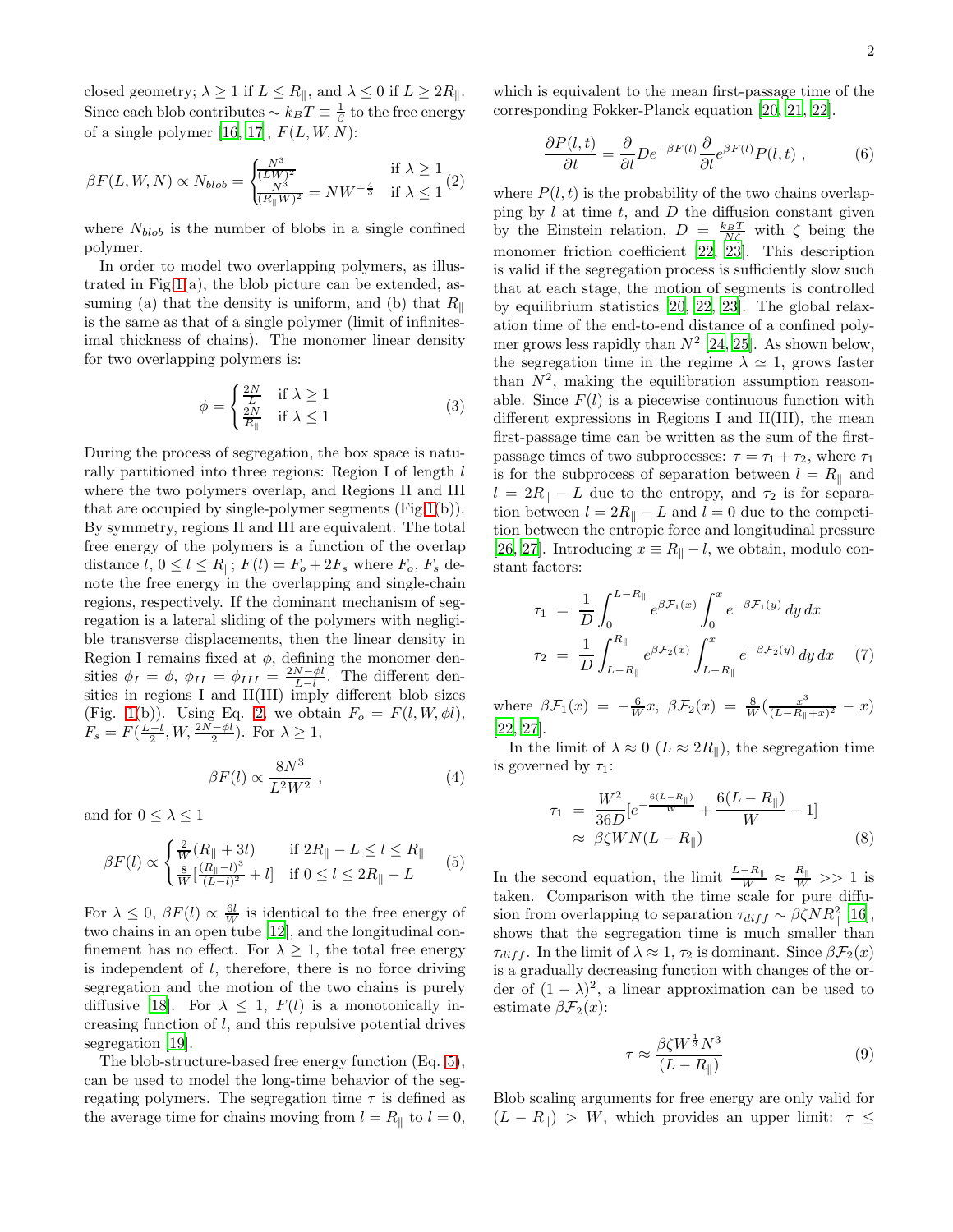closed geometry; $\lambda \geq 1$ if $L \leq R_{\|}$, and $\lambda \leq 0$ if $L \geq 2R_{\|}$. Since each blob contributes $\sim k_B T \equiv \frac{1}{\beta}$ to the free energy of a single polymer [16, 17], $F(L, W, N)$:

$$\beta F(L,W,N) \propto N_{blob} = \begin{cases} \frac{N^3}{(LW)^2} & \text{if } \lambda \geq 1 \\ \frac{N^3}{(R_{\|}W)^2} = NW^{-\frac{4}{3}} & \text{if } \lambda \leq 1 \end{cases} \quad (2)$$

where $N_{blob}$ is the number of blobs in a single confined polymer.

In order to model two overlapping polymers, as illustrated in Fig 1(a), the blob picture can be extended, assuming (a) that the density is uniform, and (b) that $R_{\|}$ is the same as that of a single polymer (limit of infinitesimal thickness of chains). The monomer linear density for two overlapping polymers is:

$$\phi = \begin{cases} \frac{2N}{L} & \text{if } \lambda \geq 1 \\ \frac{2N}{R_{\|}} & \text{if } \lambda \leq 1 \end{cases} \quad (3)$$

During the process of segregation, the box space is naturally partitioned into three regions: Region I of length $l$ where the two polymers overlap, and Regions II and III that are occupied by single-polymer segments (Fig 1(b)). By symmetry, regions II and III are equivalent. The total free energy of the polymers is a function of the overlap distance $l$, $0 \leq l \leq R_{\|}$; $F(l) = F_o + 2F_s$ where $F_o$, $F_s$ denote the free energy in the overlapping and single-chain regions, respectively. If the dominant mechanism of segregation is a lateral sliding of the polymers with negligible transverse displacements, then the linear density in Region I remains fixed at $\phi$, defining the monomer densities $\phi_I = \phi$, $\phi_{II} = \phi_{III} = \frac{2N - \phi l}{L - l}$. The different densities in regions I and II(III) imply different blob sizes (Fig. 1(b)). Using Eq. 2, we obtain $F_o = F(l, W, \phi l)$, $F_s = F(\frac{L-l}{2}, W, \frac{2N - \phi l}{2})$. For $\lambda \geq 1$,

$$\beta F(l) \propto \frac{8N^3}{L^2 W^2} \;, \quad (4)$$

and for $0 \leq \lambda \leq 1$

$$\beta F(l) \propto \begin{cases} \frac{2}{W}(R_{\|} + 3l) & \text{if } 2R_{\|} - L \leq l \leq R_{\|} \\ \frac{8}{W}[\frac{(R_{\|} - l)^3}{(L-l)^2} + l] & \text{if } 0 \leq l \leq 2R_{\|} - L \end{cases} \quad (5)$$

For $\lambda \leq 0$, $\beta F(l) \propto \frac{6l}{W}$ is identical to the free energy of two chains in an open tube [12], and the longitudinal confinement has no effect. For $\lambda \geq 1$, the total free energy is independent of $l$, therefore, there is no force driving segregation and the motion of the two chains is purely diffusive [18]. For $\lambda \leq 1$, $F(l)$ is a monotonically increasing function of $l$, and this repulsive potential drives segregation [19].

The blob-structure-based free energy function (Eq. 5), can be used to model the long-time behavior of the segregating polymers. The segregation time $\tau$ is defined as the average time for chains moving from $l = R_{\|}$ to $l = 0$, which is equivalent to the mean first-passage time of the corresponding Fokker-Planck equation [20, 21, 22].

$$\frac{\partial P(l,t)}{\partial t} = \frac{\partial}{\partial l} D e^{-\beta F(l)} \frac{\partial}{\partial l} e^{\beta F(l)} P(l,t) \;, \quad (6)$$

where $P(l,t)$ is the probability of the two chains overlapping by $l$ at time $t$, and $D$ the diffusion constant given by the Einstein relation, $D = \frac{k_B T}{N\zeta}$ with $\zeta$ being the monomer friction coefficient [22, 23]. This description is valid if the segregation process is sufficiently slow such that at each stage, the motion of segments is controlled by equilibrium statistics [20, 22, 23]. The global relaxation time of the end-to-end distance of a confined polymer grows less rapidly than $N^2$ [24, 25]. As shown below, the segregation time in the regime $\lambda \simeq 1$, grows faster than $N^2$, making the equilibration assumption reasonable. Since $F(l)$ is a piecewise continuous function with different expressions in Regions I and II(III), the mean first-passage time can be written as the sum of the first-passage times of two subprocesses: $\tau = \tau_1 + \tau_2$, where $\tau_1$ is for the subprocess of separation between $l = R_{\|}$ and $l = 2R_{\|} - L$ due to the entropy, and $\tau_2$ is for separation between $l = 2R_{\|} - L$ and $l = 0$ due to the competition between the entropic force and longitudinal pressure [26, 27]. Introducing $x \equiv R_{\|} - l$, we obtain, modulo constant factors:

$$\begin{aligned} \tau_1 &= \frac{1}{D}\int_0^{L-R_{\|}} e^{\beta \mathcal{F}_1(x)} \int_0^x e^{-\beta \mathcal{F}_1(y)}\, dy\, dx \\ \tau_2 &= \frac{1}{D}\int_{L-R_{\|}}^{R_{\|}} e^{\beta \mathcal{F}_2(x)} \int_{L-R_{\|}}^x e^{-\beta \mathcal{F}_2(y)}\, dy\, dx \end{aligned} \quad (7)$$

where $\beta \mathcal{F}_1(x) = -\frac{6}{W}x$, $\beta \mathcal{F}_2(x) = \frac{8}{W}(\frac{x^3}{(L - R_{\|} + x)^2} - x)$ [22, 27].

In the limit of $\lambda \approx 0$ ($L \approx 2R_{\|}$), the segregation time is governed by $\tau_1$:

$$\begin{aligned} \tau_1 &= \frac{W^2}{36D}[e^{-\frac{6(L-R_{\|})}{W}} + \frac{6(L-R_{\|})}{W} - 1] \\ &\approx \beta\zeta W N (L - R_{\|}) \end{aligned} \quad (8)$$

In the second equation, the limit $\frac{L - R_{\|}}{W} \approx \frac{R_{\|}}{W} >> 1$ is taken. Comparison with the time scale for pure diffusion from overlapping to separation $\tau_{diff} \sim \beta\zeta N R_{\|}^2$ [16], shows that the segregation time is much smaller than $\tau_{diff}$. In the limit of $\lambda \approx 1$, $\tau_2$ is dominant. Since $\beta \mathcal{F}_2(x)$ is a gradually decreasing function with changes of the order of $(1-\lambda)^2$, a linear approximation can be used to estimate $\beta \mathcal{F}_2(x)$:

$$\tau \approx \frac{\beta\zeta W^{\frac{1}{3}} N^3}{(L - R_{\|})} \quad (9)$$

Blob scaling arguments for free energy are only valid for $(L - R_{\|}) > W$, which provides an upper limit: $\tau \leq$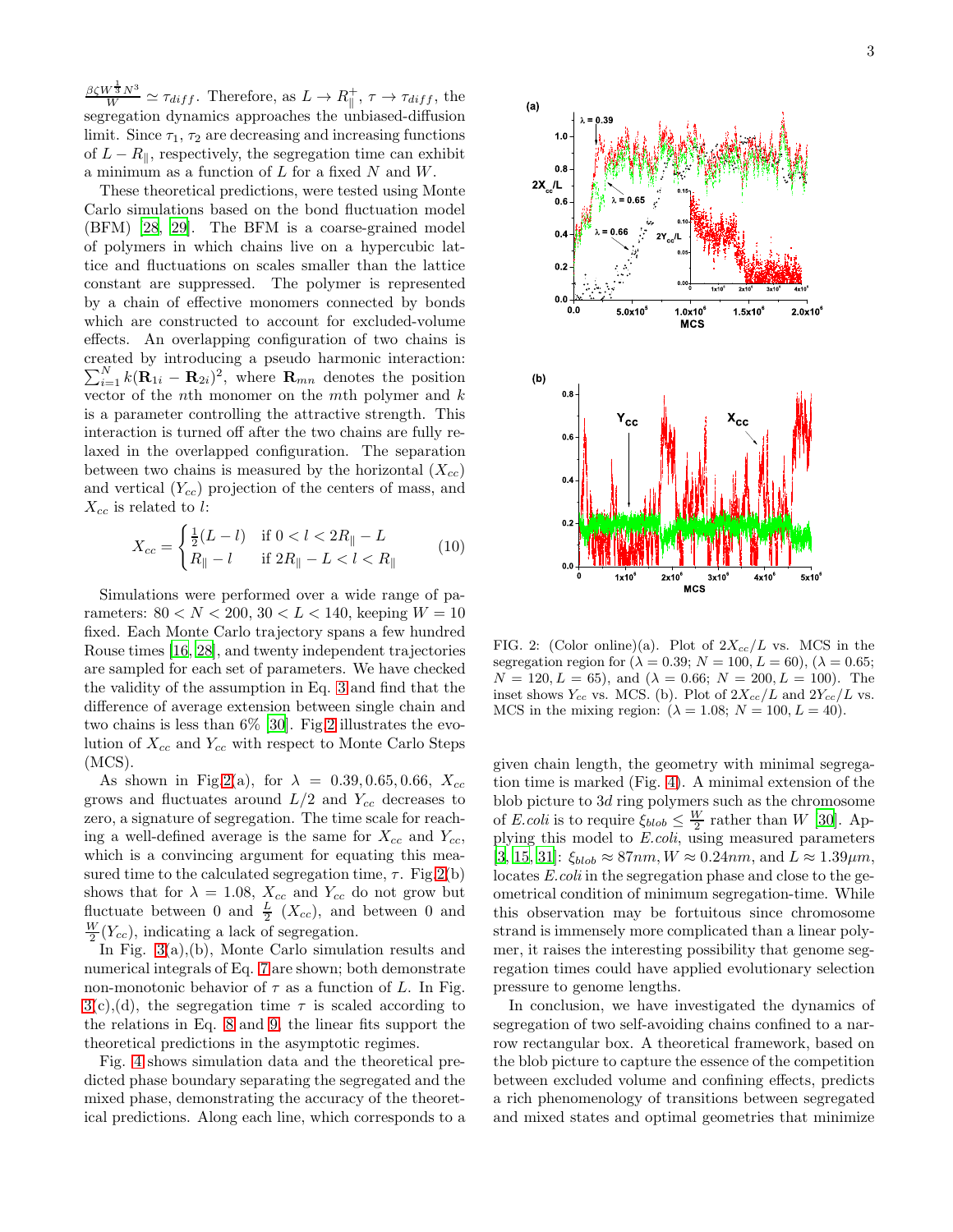$\frac{\beta\zeta W^{\frac{1}{3}}N^3}{W} \simeq \tau_{diff}$. Therefore, as $L \to R_\parallel^+$, $\tau \to \tau_{diff}$, the segregation dynamics approaches the unbiased-diffusion limit. Since $\tau_1$, $\tau_2$ are decreasing and increasing functions of $L - R_\parallel$, respectively, the segregation time can exhibit a minimum as a function of $L$ for a fixed $N$ and $W$.

These theoretical predictions, were tested using Monte Carlo simulations based on the bond fluctuation model (BFM) [28, 29]. The BFM is a coarse-grained model of polymers in which chains live on a hypercubic lattice and fluctuations on scales smaller than the lattice constant are suppressed. The polymer is represented by a chain of effective monomers connected by bonds which are constructed to account for excluded-volume effects. An overlapping configuration of two chains is created by introducing a pseudo harmonic interaction: $\sum_{i=1}^{N} k(\mathbf{R}_{1i} - \mathbf{R}_{2i})^2$, where $\mathbf{R}_{mn}$ denotes the position vector of the $n$th monomer on the $m$th polymer and $k$ is a parameter controlling the attractive strength. This interaction is turned off after the two chains are fully relaxed in the overlapped configuration. The separation between two chains is measured by the horizontal ($X_{cc}$) and vertical ($Y_{cc}$) projection of the centers of mass, and $X_{cc}$ is related to $l$:

$$X_{cc} = \begin{cases} \frac{1}{2}(L - l) & \text{if } 0 < l < 2R_\parallel - L \\ R_\parallel - l & \text{if } 2R_\parallel - L < l < R_\parallel \end{cases} \tag{10}$$

Simulations were performed over a wide range of parameters: $80 < N < 200$, $30 < L < 140$, keeping $W = 10$ fixed. Each Monte Carlo trajectory spans a few hundred Rouse times [16, 28], and twenty independent trajectories are sampled for each set of parameters. We have checked the validity of the assumption in Eq. 3 and find that the difference of average extension between single chain and two chains is less than 6% [30]. Fig 2 illustrates the evolution of $X_{cc}$ and $Y_{cc}$ with respect to Monte Carlo Steps (MCS).

As shown in Fig 2(a), for $\lambda = 0.39, 0.65, 0.66$, $X_{cc}$ grows and fluctuates around $L/2$ and $Y_{cc}$ decreases to zero, a signature of segregation. The time scale for reaching a well-defined average is the same for $X_{cc}$ and $Y_{cc}$, which is a convincing argument for equating this measured time to the calculated segregation time, $\tau$. Fig 2(b) shows that for $\lambda = 1.08$, $X_{cc}$ and $Y_{cc}$ do not grow but fluctuate between 0 and $\frac{L}{2}$ ($X_{cc}$), and between 0 and $\frac{W}{2}$($Y_{cc}$), indicating a lack of segregation.

In Fig. 3(a),(b), Monte Carlo simulation results and numerical integrals of Eq. 7 are shown; both demonstrate non-monotonic behavior of $\tau$ as a function of $L$. In Fig. 3(c),(d), the segregation time $\tau$ is scaled according to the relations in Eq. 8 and 9, the linear fits support the theoretical predictions in the asymptotic regimes.

Fig. 4 shows simulation data and the theoretical predicted phase boundary separating the segregated and the mixed phase, demonstrating the accuracy of the theoretical predictions. Along each line, which corresponds to a given chain length, the geometry with minimal segregation time is marked (Fig. 4). A minimal extension of the blob picture to $3d$ ring polymers such as the chromosome of *E.coli* is to require $\xi_{blob} \leq \frac{W}{2}$ rather than $W$ [30]. Applying this model to *E.coli*, using measured parameters [3, 15, 31]: $\xi_{blob} \approx 87nm, W \approx 0.24nm$, and $L \approx 1.39\mu m$, locates *E.coli* in the segregation phase and close to the geometrical condition of minimum segregation-time. While this observation may be fortuitous since chromosome strand is immensely more complicated than a linear polymer, it raises the interesting possibility that genome segregation times could have applied evolutionary selection pressure to genome lengths.

FIG. 2: (Color online)(a). Plot of $2X_{cc}/L$ vs. MCS in the segregation region for ($\lambda = 0.39$; $N = 100$, $L = 60$), ($\lambda = 0.65$; $N = 120, L = 65$), and ($\lambda = 0.66$; $N = 200, L = 100$). The inset shows $Y_{cc}$ vs. MCS. (b). Plot of $2X_{cc}/L$ and $2Y_{cc}/L$ vs. MCS in the mixing region: ($\lambda = 1.08$; $N = 100, L = 40$).

In conclusion, we have investigated the dynamics of segregation of two self-avoiding chains confined to a narrow rectangular box. A theoretical framework, based on the blob picture to capture the essence of the competition between excluded volume and confining effects, predicts a rich phenomenology of transitions between segregated and mixed states and optimal geometries that minimize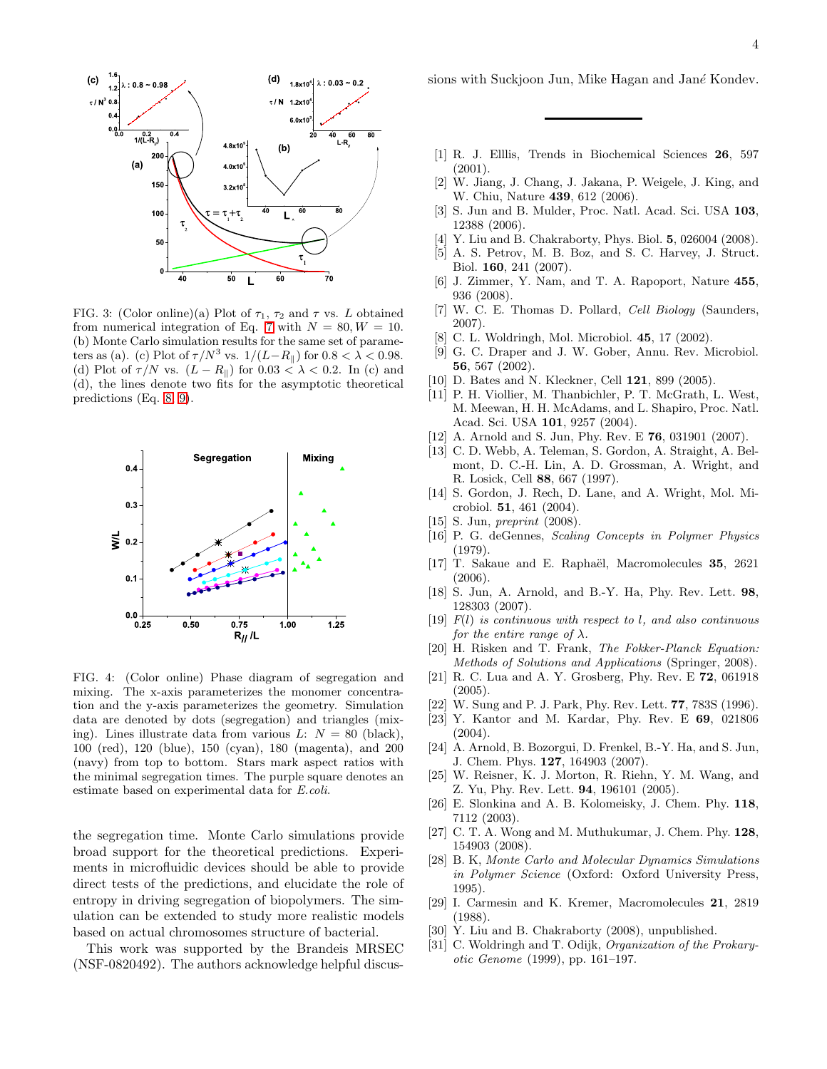(c)

$\lambda$ : 0.8 ~ 0.98

$\tau / N^3$

1.6
1.2
0.8
0.4
0.0

0.0 0.2 0.4

$1/(L-R_{||})$

(d)

$\lambda$ : 0.03 ~ 0.2

$\tau / N$

$1.8\times10^4$
$1.2\times10^4$
$6.0\times10^3$

20 40 60 80

$L-R_{||}$

(a)

200
150
100
50
0

$\tau = \tau_1 + \tau_2$

$\tau_2$

$\tau_1$

40 50 60 70

L

(b)

$4.8\times10^5$
$4.0\times10^5$
$3.2\times10^5$

40 60 80

L

FIG. 3: (Color online)(a) Plot of $\tau_1$, $\tau_2$ and $\tau$ vs. $L$ obtained from numerical integration of Eq. 7 with $N = 80, W = 10$. (b) Monte Carlo simulation results for the same set of parameters as (a). (c) Plot of $\tau/N^3$ vs. $1/(L-R_{\parallel})$ for $0.8 < \lambda < 0.98$. (d) Plot of $\tau/N$ vs. $(L - R_{\parallel})$ for $0.03 < \lambda < 0.2$. In (c) and (d), the lines denote two fits for the asymptotic theoretical predictions (Eq. 8, 9).

Segregation

Mixing

W/L

0.4
0.3
0.2
0.1
0.0

0.25 0.50 0.75 1.00 1.25

$R_{//}$ /L

FIG. 4: (Color online) Phase diagram of segregation and mixing. The x-axis parameterizes the monomer concentration and the y-axis parameterizes the geometry. Simulation data are denoted by dots (segregation) and triangles (mixing). Lines illustrate data from various $L$: $N = 80$ (black), 100 (red), 120 (blue), 150 (cyan), 180 (magenta), and 200 (navy) from top to bottom. Stars mark aspect ratios with the minimal segregation times. The purple square denotes an estimate based on experimental data for *E.coli*.

the segregation time. Monte Carlo simulations provide broad support for the theoretical predictions. Experiments in microfluidic devices should be able to provide direct tests of the predictions, and elucidate the role of entropy in driving segregation of biopolymers. The simulation can be extended to study more realistic models based on actual chromosomes structure of bacterial.

This work was supported by the Brandeis MRSEC (NSF-0820492). The authors acknowledge helpful discussions with Suckjoon Jun, Mike Hagan and Jané Kondev.

---

[1] R. J. Elllis, Trends in Biochemical Sciences **26**, 597 (2001).
[2] W. Jiang, J. Chang, J. Jakana, P. Weigele, J. King, and W. Chiu, Nature **439**, 612 (2006).
[3] S. Jun and B. Mulder, Proc. Natl. Acad. Sci. USA **103**, 12388 (2006).
[4] Y. Liu and B. Chakraborty, Phys. Biol. **5**, 026004 (2008).
[5] A. S. Petrov, M. B. Boz, and S. C. Harvey, J. Struct. Biol. **160**, 241 (2007).
[6] J. Zimmer, Y. Nam, and T. A. Rapoport, Nature **455**, 936 (2008).
[7] W. C. E. Thomas D. Pollard, *Cell Biology* (Saunders, 2007).
[8] C. L. Woldringh, Mol. Microbiol. **45**, 17 (2002).
[9] G. C. Draper and J. W. Gober, Annu. Rev. Microbiol. **56**, 567 (2002).
[10] D. Bates and N. Kleckner, Cell **121**, 899 (2005).
[11] P. H. Viollier, M. Thanbichler, P. T. McGrath, L. West, M. Meewan, H. H. McAdams, and L. Shapiro, Proc. Natl. Acad. Sci. USA **101**, 9257 (2004).
[12] A. Arnold and S. Jun, Phy. Rev. E **76**, 031901 (2007).
[13] C. D. Webb, A. Teleman, S. Gordon, A. Straight, A. Belmont, D. C.-H. Lin, A. D. Grossman, A. Wright, and R. Losick, Cell **88**, 667 (1997).
[14] S. Gordon, J. Rech, D. Lane, and A. Wright, Mol. Microbiol. **51**, 461 (2004).
[15] S. Jun, *preprint* (2008).
[16] P. G. deGennes, *Scaling Concepts in Polymer Physics* (1979).
[17] T. Sakaue and E. Raphaël, Macromolecules **35**, 2621 (2006).
[18] S. Jun, A. Arnold, and B.-Y. Ha, Phy. Rev. Lett. **98**, 128303 (2007).
[19] *F(l) is continuous with respect to l, and also continuous for the entire range of $\lambda$.*
[20] H. Risken and T. Frank, *The Fokker-Planck Equation: Methods of Solutions and Applications* (Springer, 2008).
[21] R. C. Lua and A. Y. Grosberg, Phy. Rev. E **72**, 061918 (2005).
[22] W. Sung and P. J. Park, Phy. Rev. Lett. **77**, 783S (1996).
[23] Y. Kantor and M. Kardar, Phy. Rev. E **69**, 021806 (2004).
[24] A. Arnold, B. Bozorgui, D. Frenkel, B.-Y. Ha, and S. Jun, J. Chem. Phys. **127**, 164903 (2007).
[25] W. Reisner, K. J. Morton, R. Riehn, Y. M. Wang, and Z. Yu, Phy. Rev. Lett. **94**, 196101 (2005).
[26] E. Slonkina and A. B. Kolomeisky, J. Chem. Phy. **118**, 7112 (2003).
[27] C. T. A. Wong and M. Muthukumar, J. Chem. Phy. **128**, 154903 (2008).
[28] B. K, *Monte Carlo and Molecular Dynamics Simulations in Polymer Science* (Oxford: Oxford University Press, 1995).
[29] I. Carmesin and K. Kremer, Macromolecules **21**, 2819 (1988).
[30] Y. Liu and B. Chakraborty (2008), unpublished.
[31] C. Woldringh and T. Odijk, *Organization of the Prokaryotic Genome* (1999), pp. 161–197.